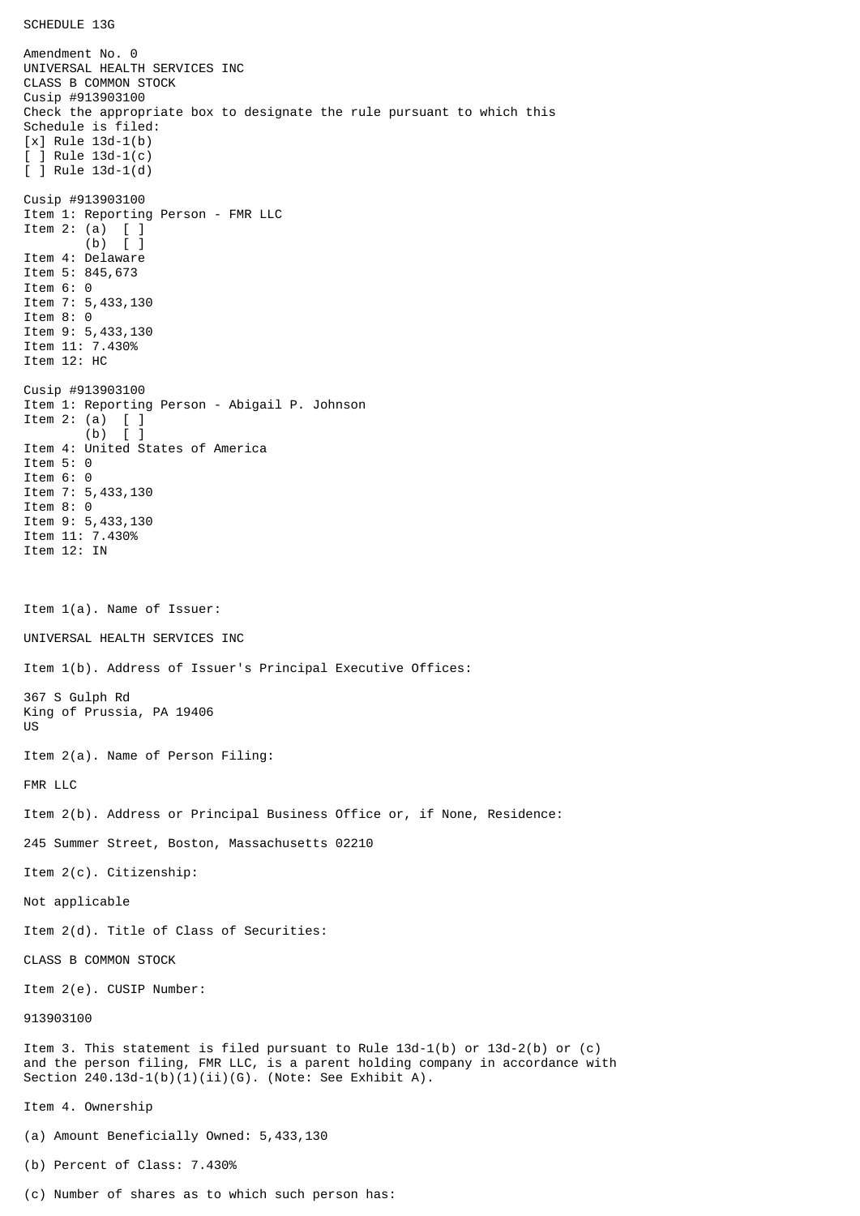SCHEDULE 13G

Amendment No. 0
UNIVERSAL HEALTH SERVICES INC
CLASS B COMMON STOCK
Cusip #913903100
Check the appropriate box to designate the rule pursuant to which this
Schedule is filed:
[x] Rule 13d-1(b)
[ ] Rule 13d-1(c)
[ ] Rule 13d-1(d)

Cusip #913903100
Item 1: Reporting Person - FMR LLC
Item 2: (a) [ ]
(b) [ ]
Item 4: Delaware
Item 5: 845,673
Item 6: 0
Item 7: 5,433,130
Item 8: 0
Item 9: 5,433,130
Item 11: 7.430%
Item 12: HC

Cusip #913903100
Item 1: Reporting Person - Abigail P. Johnson
Item 2: (a) [ ]
(b) [ ]
Item 4: United States of America
Item 5: 0
Item 6: 0
Item 7: 5,433,130
Item 8: 0
Item 9: 5,433,130
Item 11: 7.430%
Item 12: IN

Item 1(a). Name of Issuer:

UNIVERSAL HEALTH SERVICES INC

Item 1(b). Address of Issuer's Principal Executive Offices:

367 S Gulph Rd
King of Prussia, PA 19406
US

Item 2(a). Name of Person Filing:

FMR LLC

Item 2(b). Address or Principal Business Office or, if None, Residence:

245 Summer Street, Boston, Massachusetts 02210

Item 2(c). Citizenship:

Not applicable

Item 2(d). Title of Class of Securities:

CLASS B COMMON STOCK

Item 2(e). CUSIP Number:

913903100

Item 3. This statement is filed pursuant to Rule 13d-1(b) or 13d-2(b) or (c) and the person filing, FMR LLC, is a parent holding company in accordance with Section 240.13d-1(b)(1)(ii)(G). (Note: See Exhibit A).

Item 4. Ownership

(a) Amount Beneficially Owned: 5,433,130

(b) Percent of Class: 7.430%

(c) Number of shares as to which such person has: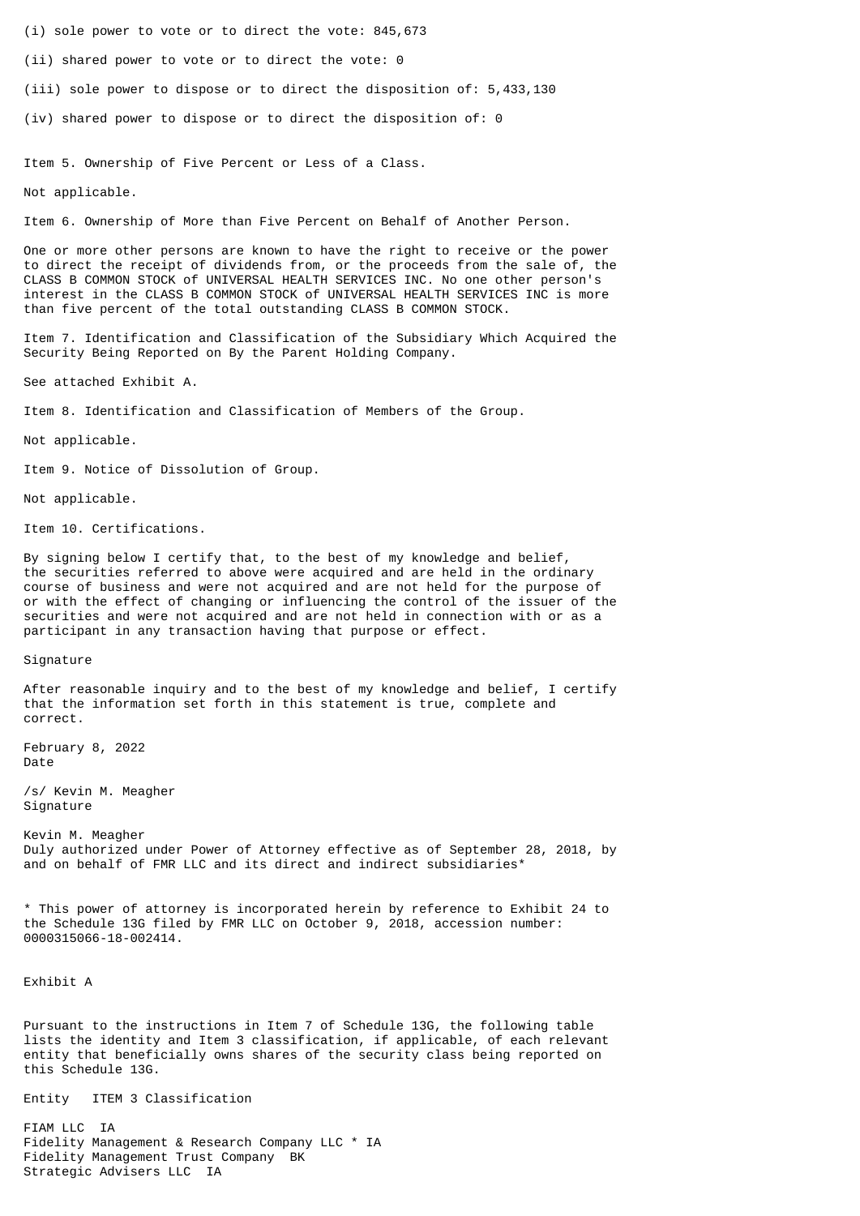(i) sole power to vote or to direct the vote: 845,673

(ii) shared power to vote or to direct the vote: 0

(iii) sole power to dispose or to direct the disposition of: 5,433,130

(iv) shared power to dispose or to direct the disposition of: 0

Item 5. Ownership of Five Percent or Less of a Class.

Not applicable.

Item 6. Ownership of More than Five Percent on Behalf of Another Person.

One or more other persons are known to have the right to receive or the power to direct the receipt of dividends from, or the proceeds from the sale of, the CLASS B COMMON STOCK of UNIVERSAL HEALTH SERVICES INC. No one other person's interest in the CLASS B COMMON STOCK of UNIVERSAL HEALTH SERVICES INC is more than five percent of the total outstanding CLASS B COMMON STOCK.

Item 7. Identification and Classification of the Subsidiary Which Acquired the Security Being Reported on By the Parent Holding Company.

See attached Exhibit A.

Item 8. Identification and Classification of Members of the Group.

Not applicable.

Item 9. Notice of Dissolution of Group.

Not applicable.

Item 10. Certifications.

By signing below I certify that, to the best of my knowledge and belief, the securities referred to above were acquired and are held in the ordinary course of business and were not acquired and are not held for the purpose of or with the effect of changing or influencing the control of the issuer of the securities and were not acquired and are not held in connection with or as a participant in any transaction having that purpose or effect.

Signature

After reasonable inquiry and to the best of my knowledge and belief, I certify that the information set forth in this statement is true, complete and correct.

February 8, 2022
Date

/s/ Kevin M. Meagher
Signature

Kevin M. Meagher
Duly authorized under Power of Attorney effective as of September 28, 2018, by and on behalf of FMR LLC and its direct and indirect subsidiaries*

* This power of attorney is incorporated herein by reference to Exhibit 24 to the Schedule 13G filed by FMR LLC on October 9, 2018, accession number: 0000315066-18-002414.

Exhibit A

Pursuant to the instructions in Item 7 of Schedule 13G, the following table lists the identity and Item 3 classification, if applicable, of each relevant entity that beneficially owns shares of the security class being reported on this Schedule 13G.

| Entity | ITEM 3 Classification |
|---|---|
| FIAM LLC | IA |
| Fidelity Management & Research Company LLC * | IA |
| Fidelity Management Trust Company | BK |
| Strategic Advisers LLC | IA |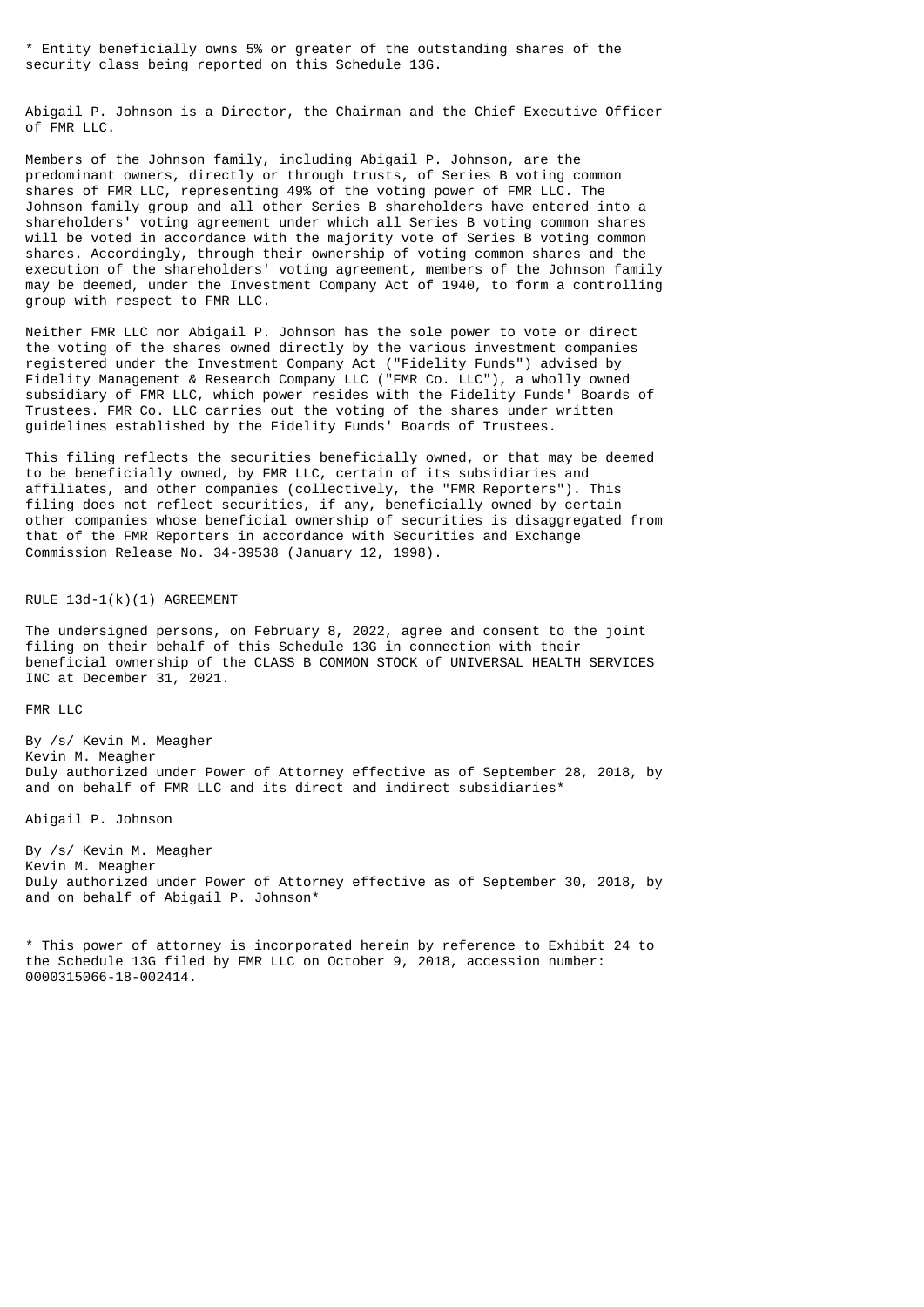* Entity beneficially owns 5% or greater of the outstanding shares of the security class being reported on this Schedule 13G.

Abigail P. Johnson is a Director, the Chairman and the Chief Executive Officer of FMR LLC.

Members of the Johnson family, including Abigail P. Johnson, are the predominant owners, directly or through trusts, of Series B voting common shares of FMR LLC, representing 49% of the voting power of FMR LLC. The Johnson family group and all other Series B shareholders have entered into a shareholders' voting agreement under which all Series B voting common shares will be voted in accordance with the majority vote of Series B voting common shares. Accordingly, through their ownership of voting common shares and the execution of the shareholders' voting agreement, members of the Johnson family may be deemed, under the Investment Company Act of 1940, to form a controlling group with respect to FMR LLC.

Neither FMR LLC nor Abigail P. Johnson has the sole power to vote or direct the voting of the shares owned directly by the various investment companies registered under the Investment Company Act ("Fidelity Funds") advised by Fidelity Management & Research Company LLC ("FMR Co. LLC"), a wholly owned subsidiary of FMR LLC, which power resides with the Fidelity Funds' Boards of Trustees. FMR Co. LLC carries out the voting of the shares under written guidelines established by the Fidelity Funds' Boards of Trustees.

This filing reflects the securities beneficially owned, or that may be deemed to be beneficially owned, by FMR LLC, certain of its subsidiaries and affiliates, and other companies (collectively, the "FMR Reporters"). This filing does not reflect securities, if any, beneficially owned by certain other companies whose beneficial ownership of securities is disaggregated from that of the FMR Reporters in accordance with Securities and Exchange Commission Release No. 34-39538 (January 12, 1998).

RULE 13d-1(k)(1) AGREEMENT

The undersigned persons, on February 8, 2022, agree and consent to the joint filing on their behalf of this Schedule 13G in connection with their beneficial ownership of the CLASS B COMMON STOCK of UNIVERSAL HEALTH SERVICES INC at December 31, 2021.

FMR LLC

By /s/ Kevin M. Meagher
Kevin M. Meagher
Duly authorized under Power of Attorney effective as of September 28, 2018, by and on behalf of FMR LLC and its direct and indirect subsidiaries*

Abigail P. Johnson

By /s/ Kevin M. Meagher
Kevin M. Meagher
Duly authorized under Power of Attorney effective as of September 30, 2018, by and on behalf of Abigail P. Johnson*

* This power of attorney is incorporated herein by reference to Exhibit 24 to the Schedule 13G filed by FMR LLC on October 9, 2018, accession number: 0000315066-18-002414.